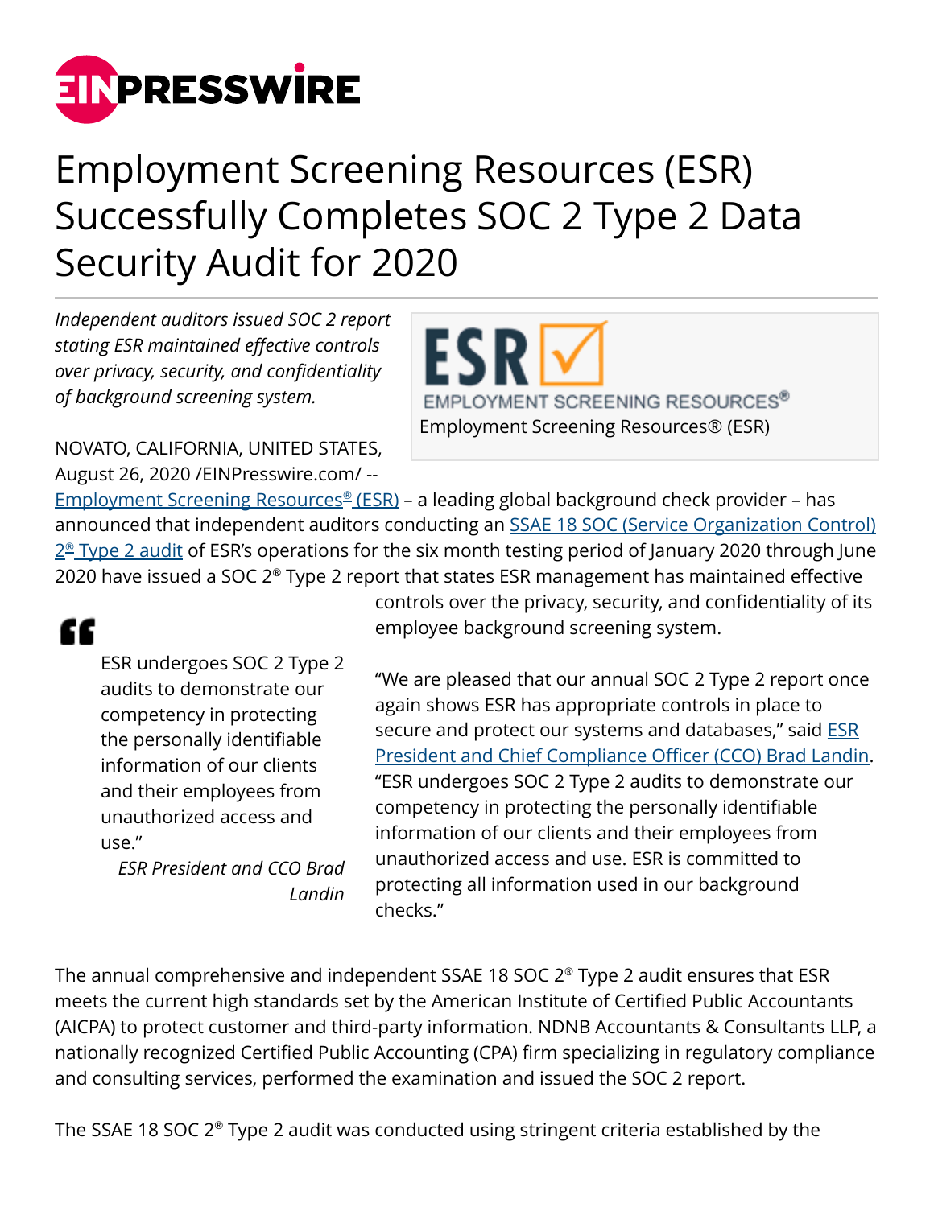# Employment Screening Resources (ESR) Successfully Completes SOC 2 Type 2 Data Security Audit for 2020

*Independent auditors issued SOC 2 report stating ESR maintained effective controls over privacy, security, and confidentiality of background screening system.*

Employment Screening Resources® (ESR)

NOVATO, CALIFORNIA, UNITED STATES, August 26, 2020 /EINPresswire.com/ -- Employment Screening Resources® (ESR) – a leading global background check provider – has announced that independent auditors conducting an SSAE 18 SOC (Service Organization Control) 2® Type 2 audit of ESR's operations for the six month testing period of January 2020 through June 2020 have issued a SOC 2® Type 2 report that states ESR management has maintained effective controls over the privacy, security, and confidentiality of its employee background screening system.

> ESR undergoes SOC 2 Type 2 audits to demonstrate our competency in protecting the personally identifiable information of our clients and their employees from unauthorized access and use."
>
> *ESR President and CCO Brad Landin*

"We are pleased that our annual SOC 2 Type 2 report once again shows ESR has appropriate controls in place to secure and protect our systems and databases," said ESR President and Chief Compliance Officer (CCO) Brad Landin. "ESR undergoes SOC 2 Type 2 audits to demonstrate our competency in protecting the personally identifiable information of our clients and their employees from unauthorized access and use. ESR is committed to protecting all information used in our background checks."

The annual comprehensive and independent SSAE 18 SOC 2® Type 2 audit ensures that ESR meets the current high standards set by the American Institute of Certified Public Accountants (AICPA) to protect customer and third-party information. NDNB Accountants & Consultants LLP, a nationally recognized Certified Public Accounting (CPA) firm specializing in regulatory compliance and consulting services, performed the examination and issued the SOC 2 report.

The SSAE 18 SOC 2® Type 2 audit was conducted using stringent criteria established by the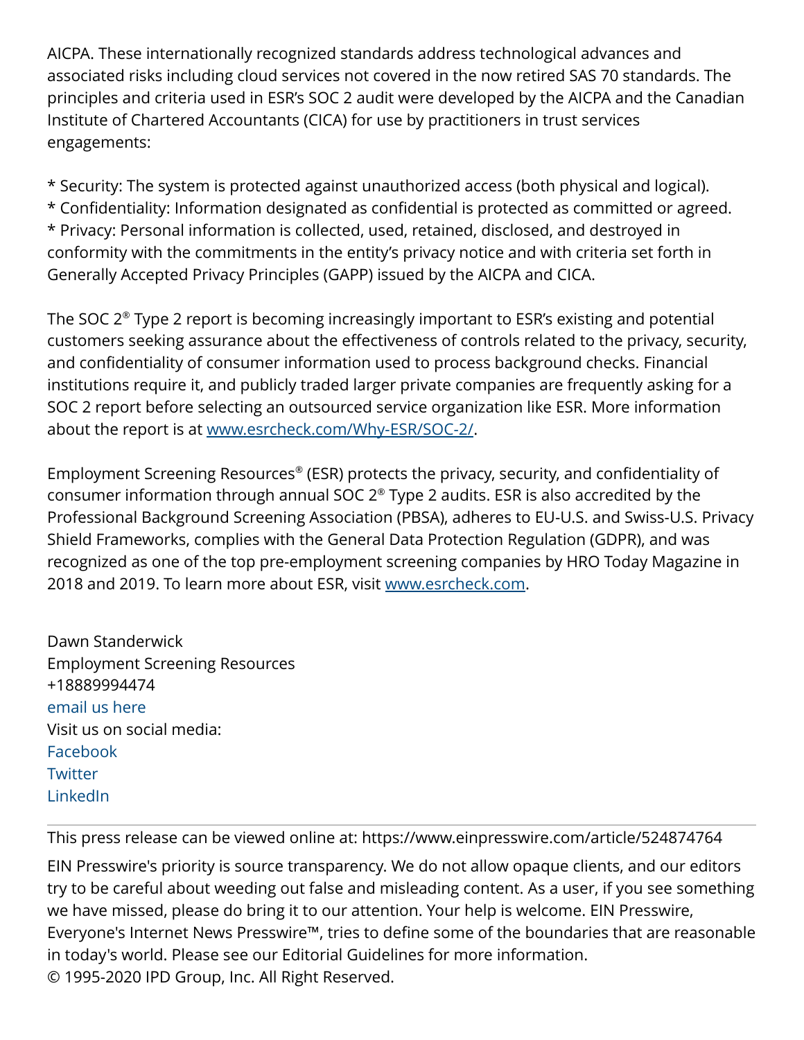AICPA. These internationally recognized standards address technological advances and associated risks including cloud services not covered in the now retired SAS 70 standards. The principles and criteria used in ESR's SOC 2 audit were developed by the AICPA and the Canadian Institute of Chartered Accountants (CICA) for use by practitioners in trust services engagements:

* Security: The system is protected against unauthorized access (both physical and logical).
* Confidentiality: Information designated as confidential is protected as committed or agreed.
* Privacy: Personal information is collected, used, retained, disclosed, and destroyed in conformity with the commitments in the entity's privacy notice and with criteria set forth in Generally Accepted Privacy Principles (GAPP) issued by the AICPA and CICA.

The SOC 2® Type 2 report is becoming increasingly important to ESR's existing and potential customers seeking assurance about the effectiveness of controls related to the privacy, security, and confidentiality of consumer information used to process background checks. Financial institutions require it, and publicly traded larger private companies are frequently asking for a SOC 2 report before selecting an outsourced service organization like ESR. More information about the report is at www.esrcheck.com/Why-ESR/SOC-2/.

Employment Screening Resources® (ESR) protects the privacy, security, and confidentiality of consumer information through annual SOC 2® Type 2 audits. ESR is also accredited by the Professional Background Screening Association (PBSA), adheres to EU-U.S. and Swiss-U.S. Privacy Shield Frameworks, complies with the General Data Protection Regulation (GDPR), and was recognized as one of the top pre-employment screening companies by HRO Today Magazine in 2018 and 2019. To learn more about ESR, visit www.esrcheck.com.

Dawn Standerwick
Employment Screening Resources
+18889994474
email us here
Visit us on social media:
Facebook
Twitter
LinkedIn

---

This press release can be viewed online at: https://www.einpresswire.com/article/524874764

EIN Presswire's priority is source transparency. We do not allow opaque clients, and our editors try to be careful about weeding out false and misleading content. As a user, if you see something we have missed, please do bring it to our attention. Your help is welcome. EIN Presswire, Everyone's Internet News Presswire™, tries to define some of the boundaries that are reasonable in today's world. Please see our Editorial Guidelines for more information.
© 1995-2020 IPD Group, Inc. All Right Reserved.